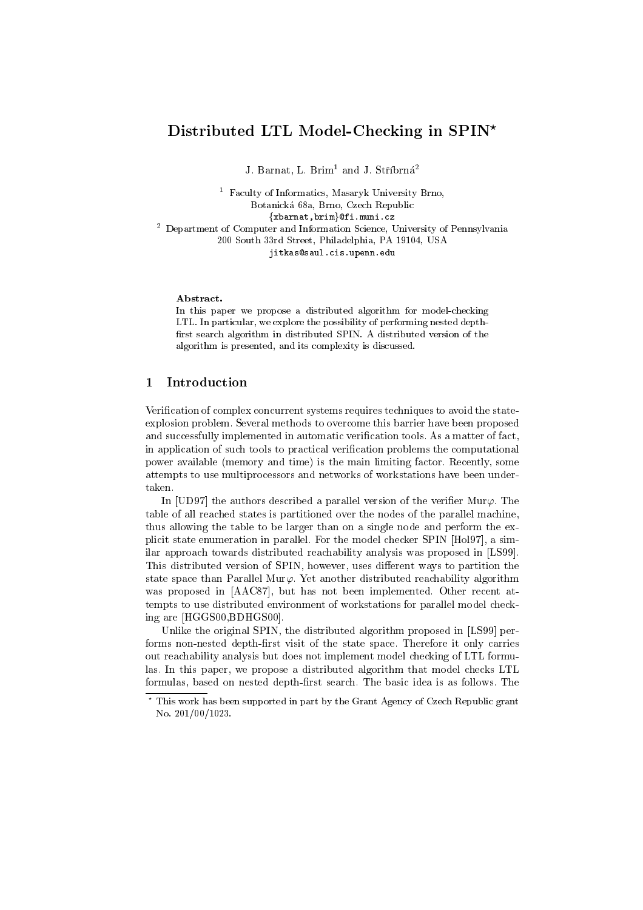# Distributed LTL Model-Checking in SPIN*

J. Barnat, L. Brim[1] and J. Stříbrná[2]

[1] Faculty of Informatics, Masaryk University Brno,
Botanická 68a, Brno, Czech Republic
{xbarnat,brim}@fi.muni.cz

[2] Department of Computer and Information Science, University of Pennsylvania
200 South 33rd Street, Philadelphia, PA 19104, USA
jitkas@saul.cis.upenn.edu

**Abstract.**
In this paper we propose a distributed algorithm for model-checking LTL. In particular, we explore the possibility of performing nested depth-first search algorithm in distributed SPIN. A distributed version of the algorithm is presented, and its complexity is discussed.

## 1 Introduction

Verification of complex concurrent systems requires techniques to avoid the state-explosion problem. Several methods to overcome this barrier have been proposed and successfully implemented in automatic verification tools. As a matter of fact, in application of such tools to practical verification problems the computational power available (memory and time) is the main limiting factor. Recently, some attempts to use multiprocessors and networks of workstations have been undertaken.

In [UD97] the authors described a parallel version of the verifier Mur$\varphi$. The table of all reached states is partitioned over the nodes of the parallel machine, thus allowing the table to be larger than on a single node and perform the explicit state enumeration in parallel. For the model checker SPIN [Hol97], a similar approach towards distributed reachability analysis was proposed in [LS99]. This distributed version of SPIN, however, uses different ways to partition the state space than Parallel Mur$\varphi$. Yet another distributed reachability algorithm was proposed in [AAC87], but has not been implemented. Other recent attempts to use distributed environment of workstations for parallel model checking are [HGGS00,BDHGS00].

Unlike the original SPIN, the distributed algorithm proposed in [LS99] performs non-nested depth-first visit of the state space. Therefore it only carries out reachability analysis but does not implement model checking of LTL formulas. In this paper, we propose a distributed algorithm that model checks LTL formulas, based on nested depth-first search. The basic idea is as follows. The

* This work has been supported in part by the Grant Agency of Czech Republic grant No. 201/00/1023.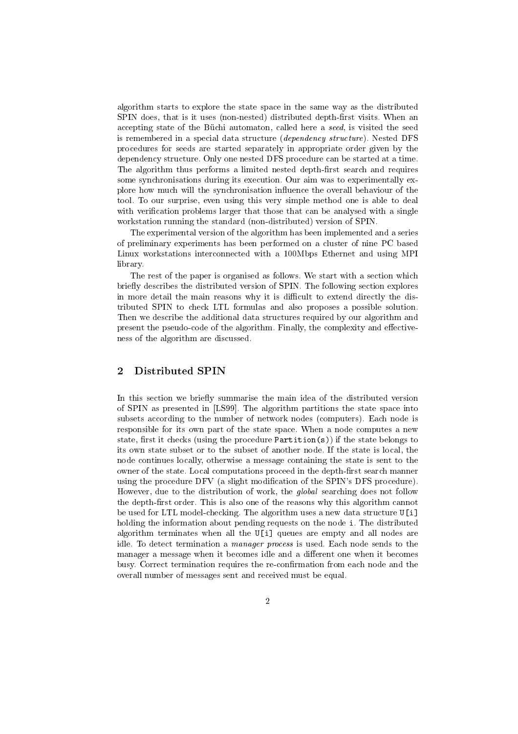algorithm starts to explore the state space in the same way as the distributed SPIN does, that is it uses (non-nested) distributed depth-first visits. When an accepting state of the Büchi automaton, called here a *seed*, is visited the seed is remembered in a special data structure (*dependency structure*). Nested DFS procedures for seeds are started separately in appropriate order given by the dependency structure. Only one nested DFS procedure can be started at a time. The algorithm thus performs a limited nested depth-first search and requires some synchronisations during its execution. Our aim was to experimentally explore how much will the synchronisation influence the overall behaviour of the tool. To our surprise, even using this very simple method one is able to deal with verification problems larger that those that can be analysed with a single workstation running the standard (non-distributed) version of SPIN.

The experimental version of the algorithm has been implemented and a series of preliminary experiments has been performed on a cluster of nine PC based Linux workstations interconnected with a 100Mbps Ethernet and using MPI library.

The rest of the paper is organised as follows. We start with a section which briefly describes the distributed version of SPIN. The following section explores in more detail the main reasons why it is difficult to extend directly the distributed SPIN to check LTL formulas and also proposes a possible solution. Then we describe the additional data structures required by our algorithm and present the pseudo-code of the algorithm. Finally, the complexity and effectiveness of the algorithm are discussed.

## 2 Distributed SPIN

In this section we briefly summarise the main idea of the distributed version of SPIN as presented in [LS99]. The algorithm partitions the state space into subsets according to the number of network nodes (computers). Each node is responsible for its own part of the state space. When a node computes a new state, first it checks (using the procedure `Partition(s)`) if the state belongs to its own state subset or to the subset of another node. If the state is local, the node continues locally, otherwise a message containing the state is sent to the owner of the state. Local computations proceed in the depth-first search manner using the procedure DFV (a slight modification of the SPIN's DFS procedure). However, due to the distribution of work, the *global* searching does not follow the depth-first order. This is also one of the reasons why this algorithm cannot be used for LTL model-checking. The algorithm uses a new data structure `U[i]` holding the information about pending requests on the node `i`. The distributed algorithm terminates when all the `U[i]` queues are empty and all nodes are idle. To detect termination a *manager process* is used. Each node sends to the manager a message when it becomes idle and a different one when it becomes busy. Correct termination requires the re-confirmation from each node and the overall number of messages sent and received must be equal.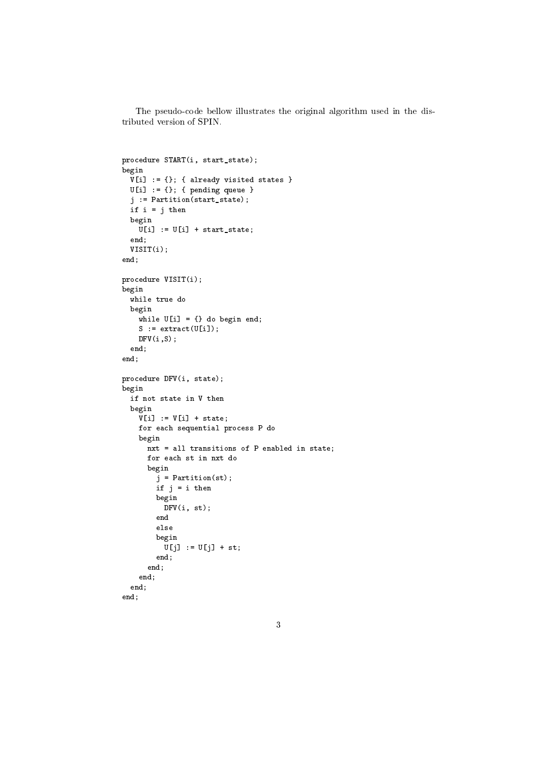The pseudo-code bellow illustrates the original algorithm used in the distributed version of SPIN.

```
procedure START(i, start_state);
begin
  V[i] := {}; { already visited states }
  U[i] := {}; { pending queue }
  j := Partition(start_state);
  if i = j then
  begin
    U[i] := U[i] + start_state;
  end;
  VISIT(i);
end;

procedure VISIT(i);
begin
  while true do
  begin
    while U[i] = {} do begin end;
    S := extract(U[i]);
    DFV(i,S);
  end;
end;

procedure DFV(i, state);
begin
  if not state in V then
  begin
    V[i] := V[i] + state;
    for each sequential process P do
    begin
      nxt = all transitions of P enabled in state;
      for each st in nxt do
      begin
        j = Partition(st);
        if j = i then
        begin
          DFV(i, st);
        end
        else
        begin
          U[j] := U[j] + st;
        end;
      end;
    end;
  end;
end;
```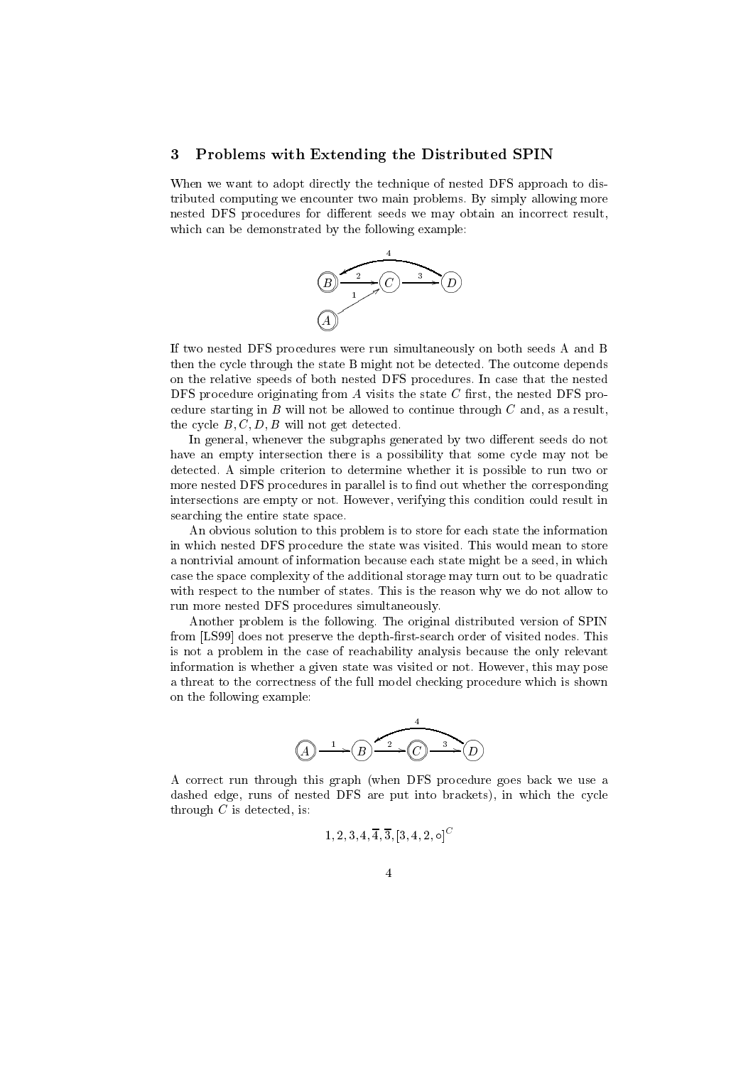## 3 Problems with Extending the Distributed SPIN

When we want to adopt directly the technique of nested DFS approach to distributed computing we encounter two main problems. By simply allowing more nested DFS procedures for different seeds we may obtain an incorrect result, which can be demonstrated by the following example:

If two nested DFS procedures were run simultaneously on both seeds A and B then the cycle through the state B might not be detected. The outcome depends on the relative speeds of both nested DFS procedures. In case that the nested DFS procedure originating from $A$ visits the state $C$ first, the nested DFS procedure starting in $B$ will not be allowed to continue through $C$ and, as a result, the cycle $B, C, D, B$ will not get detected.

In general, whenever the subgraphs generated by two different seeds do not have an empty intersection there is a possibility that some cycle may not be detected. A simple criterion to determine whether it is possible to run two or more nested DFS procedures in parallel is to find out whether the corresponding intersections are empty or not. However, verifying this condition could result in searching the entire state space.

An obvious solution to this problem is to store for each state the information in which nested DFS procedure the state was visited. This would mean to store a nontrivial amount of information because each state might be a seed, in which case the space complexity of the additional storage may turn out to be quadratic with respect to the number of states. This is the reason why we do not allow to run more nested DFS procedures simultaneously.

Another problem is the following. The original distributed version of SPIN from [LS99] does not preserve the depth-first-search order of visited nodes. This is not a problem in the case of reachability analysis because the only relevant information is whether a given state was visited or not. However, this may pose a threat to the correctness of the full model checking procedure which is shown on the following example:

A correct run through this graph (when DFS procedure goes back we use a dashed edge, runs of nested DFS are put into brackets), in which the cycle through $C$ is detected, is:

$$1, 2, 3, 4, \overline{4}, \overline{3}, [3, 4, 2, \circ]^{C}$$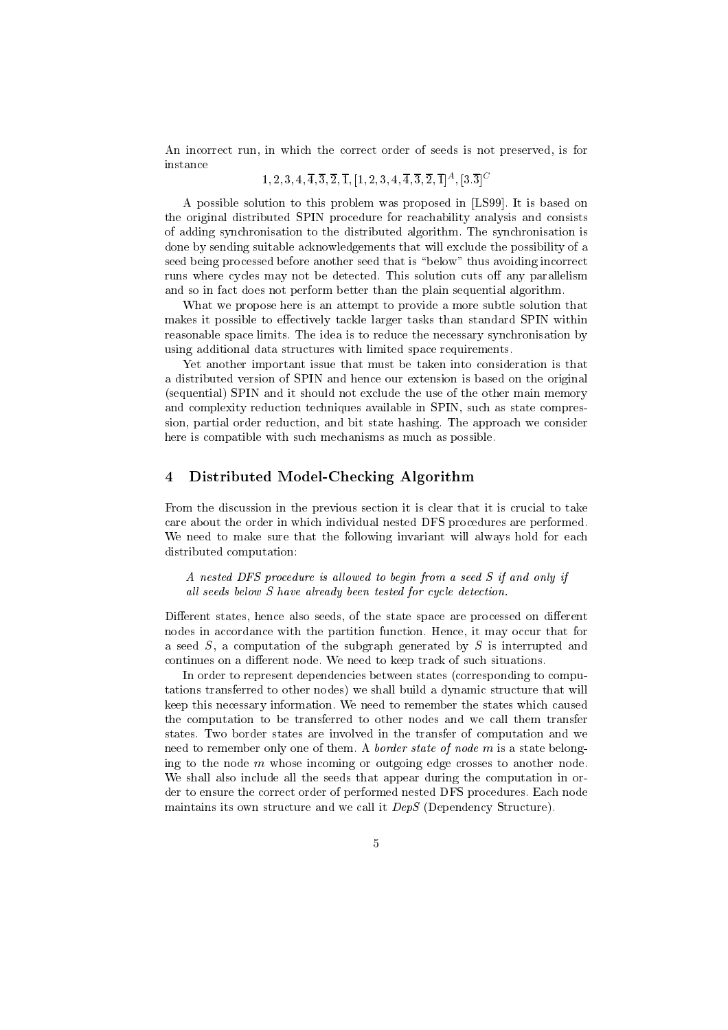An incorrect run, in which the correct order of seeds is not preserved, is for instance

$$1, 2, 3, 4, \overline{4}, \overline{3}, \overline{2}, \overline{1}, [1, 2, 3, 4, \overline{4}, \overline{3}, \overline{2}, \overline{1}]^A, [3.\overline{3}]^C$$

A possible solution to this problem was proposed in [LS99]. It is based on the original distributed SPIN procedure for reachability analysis and consists of adding synchronisation to the distributed algorithm. The synchronisation is done by sending suitable acknowledgements that will exclude the possibility of a seed being processed before another seed that is "below" thus avoiding incorrect runs where cycles may not be detected. This solution cuts off any parallelism and so in fact does not perform better than the plain sequential algorithm.

What we propose here is an attempt to provide a more subtle solution that makes it possible to effectively tackle larger tasks than standard SPIN within reasonable space limits. The idea is to reduce the necessary synchronisation by using additional data structures with limited space requirements.

Yet another important issue that must be taken into consideration is that a distributed version of SPIN and hence our extension is based on the original (sequential) SPIN and it should not exclude the use of the other main memory and complexity reduction techniques available in SPIN, such as state compression, partial order reduction, and bit state hashing. The approach we consider here is compatible with such mechanisms as much as possible.

## 4 Distributed Model-Checking Algorithm

From the discussion in the previous section it is clear that it is crucial to take care about the order in which individual nested DFS procedures are performed. We need to make sure that the following invariant will always hold for each distributed computation:

> *A nested DFS procedure is allowed to begin from a seed $S$ if and only if all seeds below $S$ have already been tested for cycle detection.*

Different states, hence also seeds, of the state space are processed on different nodes in accordance with the partition function. Hence, it may occur that for a seed $S$, a computation of the subgraph generated by $S$ is interrupted and continues on a different node. We need to keep track of such situations.

In order to represent dependencies between states (corresponding to computations transferred to other nodes) we shall build a dynamic structure that will keep this necessary information. We need to remember the states which caused the computation to be transferred to other nodes and we call them transfer states. Two border states are involved in the transfer of computation and we need to remember only one of them. A *border state of node $m$* is a state belonging to the node $m$ whose incoming or outgoing edge crosses to another node. We shall also include all the seeds that appear during the computation in order to ensure the correct order of performed nested DFS procedures. Each node maintains its own structure and we call it *DepS* (Dependency Structure).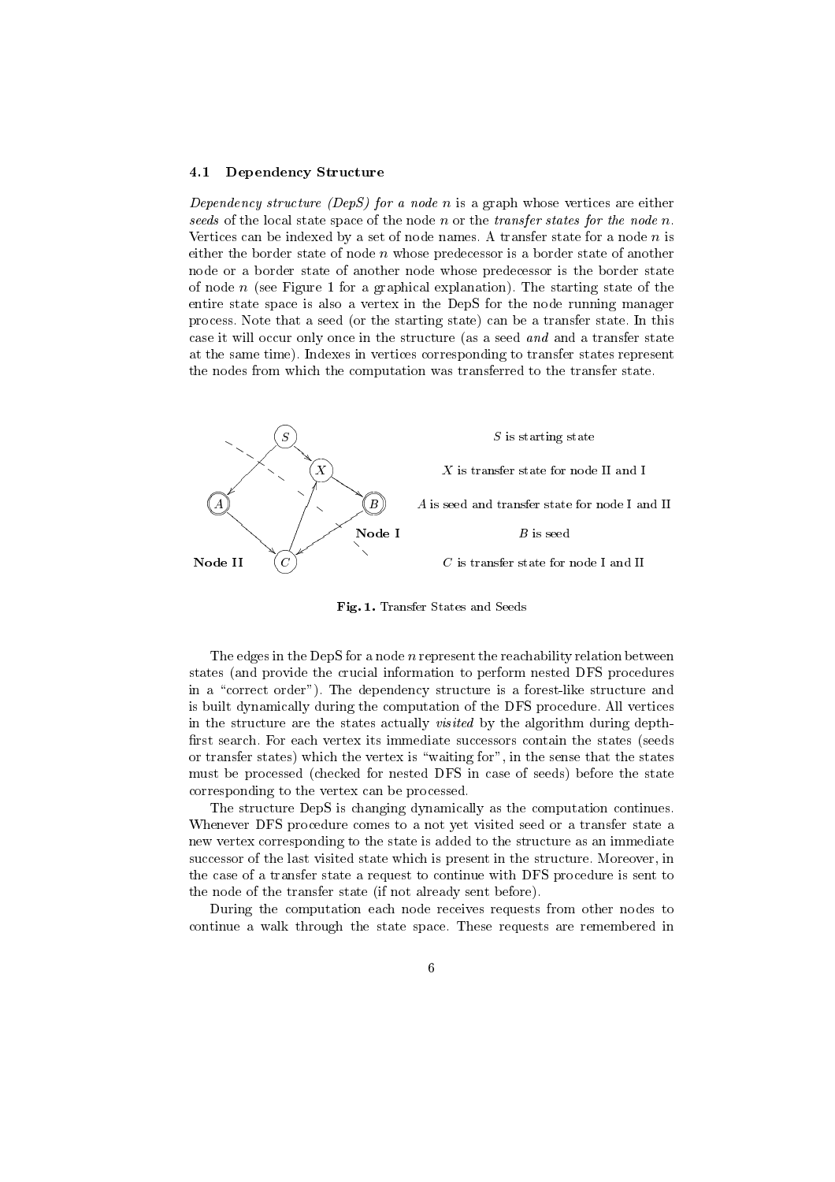### 4.1 Dependency Structure

*Dependency structure (DepS) for a node $n$* is a graph whose vertices are either *seeds* of the local state space of the node $n$ or the *transfer states for the node $n$*. Vertices can be indexed by a set of node names. A transfer state for a node $n$ is either the border state of node $n$ whose predecessor is a border state of another node or a border state of another node whose predecessor is the border state of node $n$ (see Figure 1 for a graphical explanation). The starting state of the entire state space is also a vertex in the DepS for the node running manager process. Note that a seed (or the starting state) can be a transfer state. In this case it will occur only once in the structure (as a seed *and* and a transfer state at the same time). Indexes in vertices corresponding to transfer states represent the nodes from which the computation was transferred to the transfer state.

$S$ is starting state

$X$ is transfer state for node II and I

$A$ is seed and transfer state for node I and II

$B$ is seed

$C$ is transfer state for node I and II

**Fig. 1.** Transfer States and Seeds

The edges in the DepS for a node $n$ represent the reachability relation between states (and provide the crucial information to perform nested DFS procedures in a "correct order"). The dependency structure is a forest-like structure and is built dynamically during the computation of the DFS procedure. All vertices in the structure are the states actually *visited* by the algorithm during depth-first search. For each vertex its immediate successors contain the states (seeds or transfer states) which the vertex is "waiting for", in the sense that the states must be processed (checked for nested DFS in case of seeds) before the state corresponding to the vertex can be processed.

The structure DepS is changing dynamically as the computation continues. Whenever DFS procedure comes to a not yet visited seed or a transfer state a new vertex corresponding to the state is added to the structure as an immediate successor of the last visited state which is present in the structure. Moreover, in the case of a transfer state a request to continue with DFS procedure is sent to the node of the transfer state (if not already sent before).

During the computation each node receives requests from other nodes to continue a walk through the state space. These requests are remembered in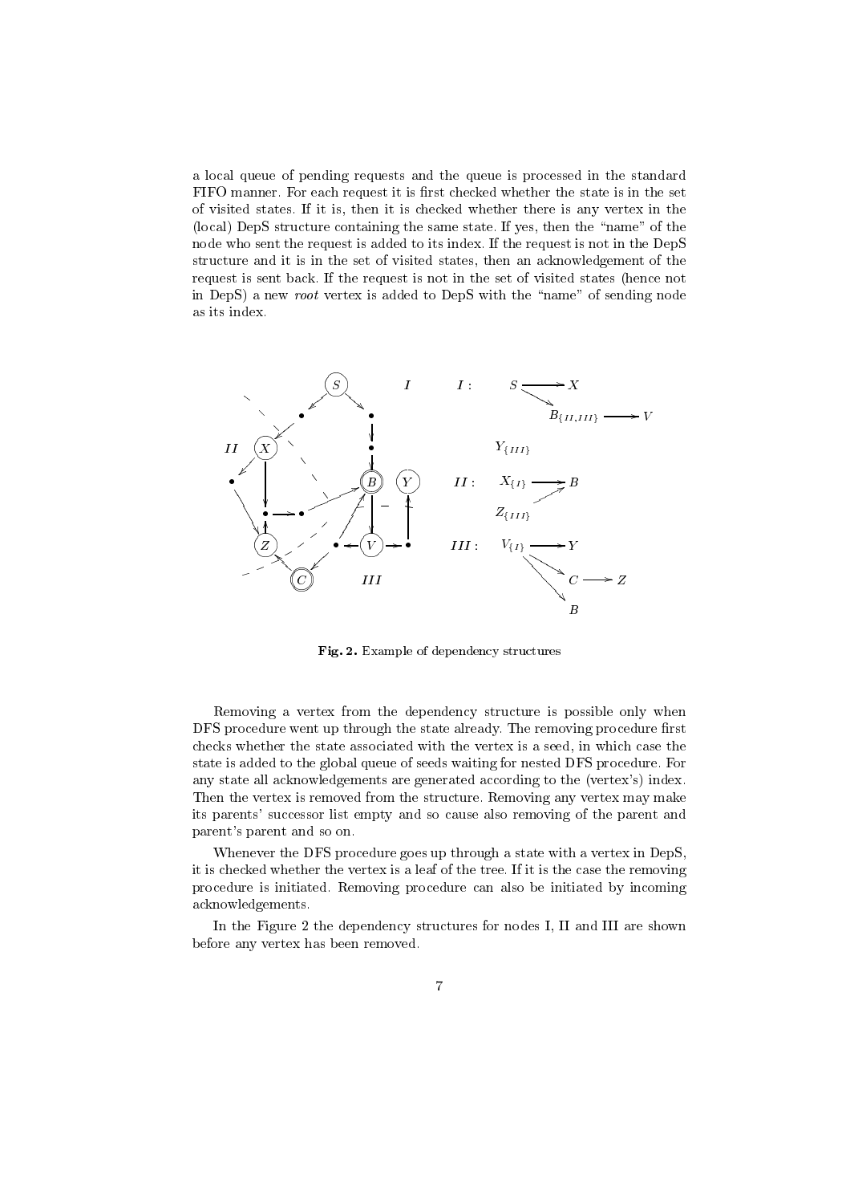a local queue of pending requests and the queue is processed in the standard FIFO manner. For each request it is first checked whether the state is in the set of visited states. If it is, then it is checked whether there is any vertex in the (local) DepS structure containing the same state. If yes, then the "name" of the node who sent the request is added to its index. If the request is not in the DepS structure and it is in the set of visited states, then an acknowledgement of the request is sent back. If the request is not in the set of visited states (hence not in DepS) a new *root* vertex is added to DepS with the "name" of sending node as its index.

**Fig. 2.** Example of dependency structures

Removing a vertex from the dependency structure is possible only when DFS procedure went up through the state already. The removing procedure first checks whether the state associated with the vertex is a seed, in which case the state is added to the global queue of seeds waiting for nested DFS procedure. For any state all acknowledgements are generated according to the (vertex's) index. Then the vertex is removed from the structure. Removing any vertex may make its parents' successor list empty and so cause also removing of the parent and parent's parent and so on.

Whenever the DFS procedure goes up through a state with a vertex in DepS, it is checked whether the vertex is a leaf of the tree. If it is the case the removing procedure is initiated. Removing procedure can also be initiated by incoming acknowledgements.

In the Figure 2 the dependency structures for nodes I, II and III are shown before any vertex has been removed.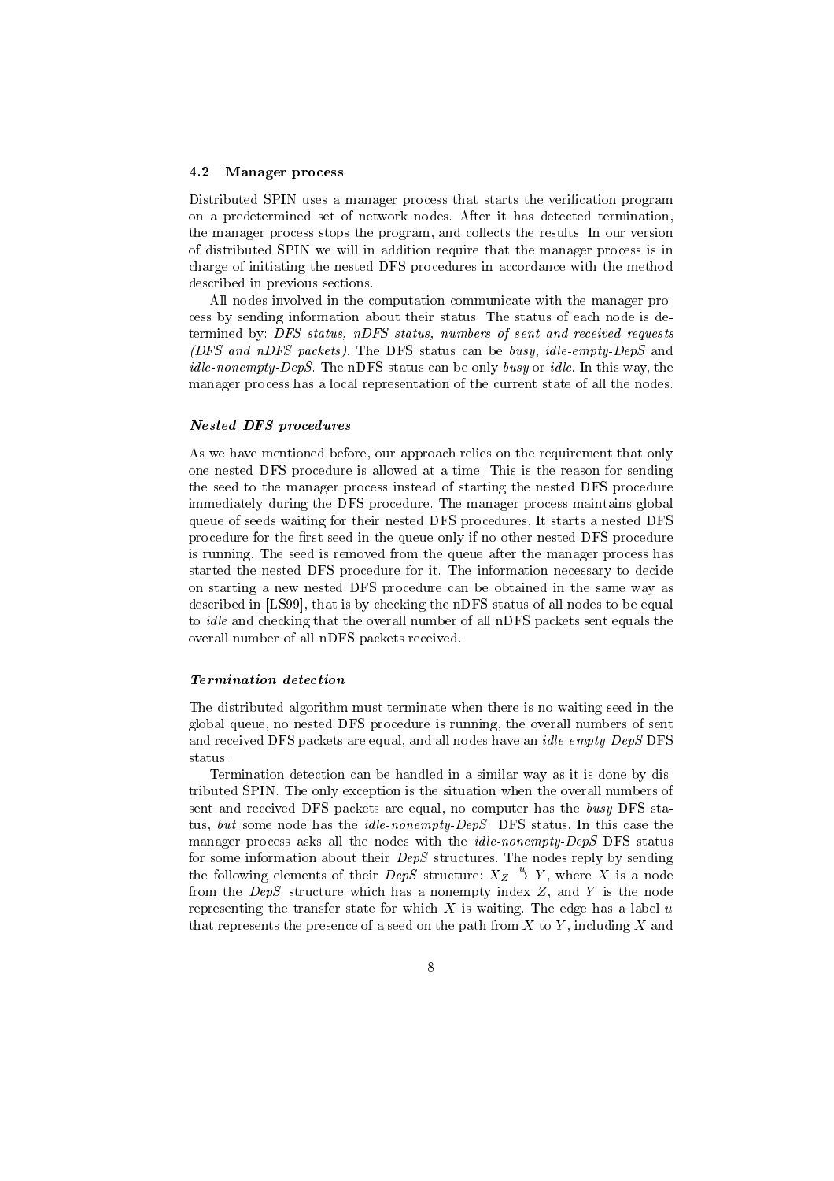### 4.2 Manager process

Distributed SPIN uses a manager process that starts the verification program on a predetermined set of network nodes. After it has detected termination, the manager process stops the program, and collects the results. In our version of distributed SPIN we will in addition require that the manager process is in charge of initiating the nested DFS procedures in accordance with the method described in previous sections.

All nodes involved in the computation communicate with the manager process by sending information about their status. The status of each node is determined by: *DFS status, nDFS status, numbers of sent and received requests (DFS and nDFS packets).* The DFS status can be *busy*, *idle-empty-DepS* and *idle-nonempty-DepS*. The nDFS status can be only *busy* or *idle*. In this way, the manager process has a local representation of the current state of all the nodes.

#### *Nested DFS procedures*

As we have mentioned before, our approach relies on the requirement that only one nested DFS procedure is allowed at a time. This is the reason for sending the seed to the manager process instead of starting the nested DFS procedure immediately during the DFS procedure. The manager process maintains global queue of seeds waiting for their nested DFS procedures. It starts a nested DFS procedure for the first seed in the queue only if no other nested DFS procedure is running. The seed is removed from the queue after the manager process has started the nested DFS procedure for it. The information necessary to decide on starting a new nested DFS procedure can be obtained in the same way as described in [LS99], that is by checking the nDFS status of all nodes to be equal to *idle* and checking that the overall number of all nDFS packets sent equals the overall number of all nDFS packets received.

#### *Termination detection*

The distributed algorithm must terminate when there is no waiting seed in the global queue, no nested DFS procedure is running, the overall numbers of sent and received DFS packets are equal, and all nodes have an *idle-empty-DepS* DFS status.

Termination detection can be handled in a similar way as it is done by distributed SPIN. The only exception is the situation when the overall numbers of sent and received DFS packets are equal, no computer has the *busy* DFS status, *but* some node has the *idle-nonempty-DepS* DFS status. In this case the manager process asks all the nodes with the *idle-nonempty-DepS* DFS status for some information about their *DepS* structures. The nodes reply by sending the following elements of their *DepS* structure: $X_Z \stackrel{u}{\rightarrow} Y$, where $X$ is a node from the *DepS* structure which has a nonempty index $Z$, and $Y$ is the node representing the transfer state for which $X$ is waiting. The edge has a label $u$ that represents the presence of a seed on the path from $X$ to $Y$, including $X$ and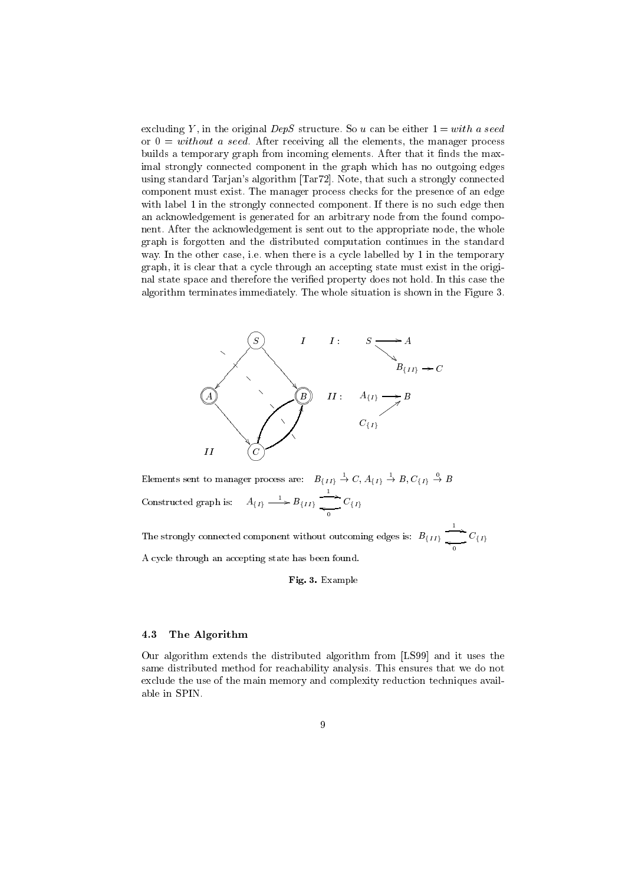excluding $Y$, in the original *DepS* structure. So $u$ can be either $1 = $ *with a seed* or $0 = $ *without a seed*. After receiving all the elements, the manager process builds a temporary graph from incoming elements. After that it finds the maximal strongly connected component in the graph which has no outgoing edges using standard Tarjan's algorithm [Tar72]. Note, that such a strongly connected component must exist. The manager process checks for the presence of an edge with label 1 in the strongly connected component. If there is no such edge then an acknowledgement is generated for an arbitrary node from the found component. After the acknowledgement is sent out to the appropriate node, the whole graph is forgotten and the distributed computation continues in the standard way. In the other case, i.e. when there is a cycle labelled by 1 in the temporary graph, it is clear that a cycle through an accepting state must exist in the original state space and therefore the verified property does not hold. In this case the algorithm terminates immediately. The whole situation is shown in the Figure 3.

$I$: $S \rightarrow A$, $S \rightarrow B_{\{II\}} \rightarrow C$

$II$: $A_{\{I\}} \rightarrow B$, $C_{\{I\}} \rightarrow B$

Elements sent to manager process are: $B_{\{II\}} \xrightarrow{1} C$, $A_{\{I\}} \xrightarrow{1} B$, $C_{\{I\}} \xrightarrow{0} B$

Constructed graph is: $A_{\{I\}} \xrightarrow{1} B_{\{II\}} \underset{0}{\overset{1}{\rightleftarrows}} C_{\{I\}}$

The strongly connected component without outcoming edges is: $B_{\{II\}} \underset{0}{\overset{1}{\rightleftarrows}} C_{\{I\}}$

A cycle through an accepting state has been found.

**Fig. 3.** Example

### 4.3 The Algorithm

Our algorithm extends the distributed algorithm from [LS99] and it uses the same distributed method for reachability analysis. This ensures that we do not exclude the use of the main memory and complexity reduction techniques available in SPIN.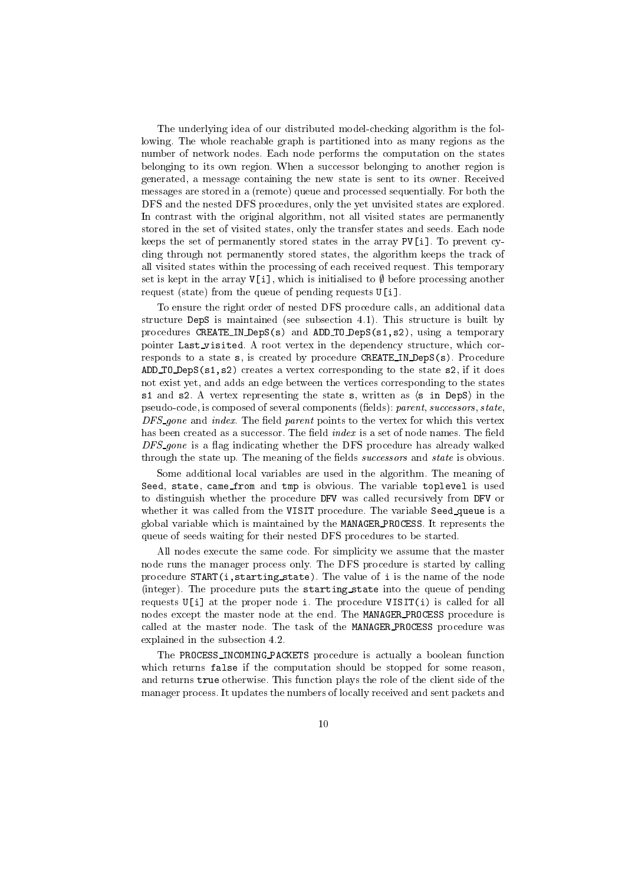The underlying idea of our distributed model-checking algorithm is the following. The whole reachable graph is partitioned into as many regions as the number of network nodes. Each node performs the computation on the states belonging to its own region. When a successor belonging to another region is generated, a message containing the new state is sent to its owner. Received messages are stored in a (remote) queue and processed sequentially. For both the DFS and the nested DFS procedures, only the yet unvisited states are explored. In contrast with the original algorithm, not all visited states are permanently stored in the set of visited states, only the transfer states and seeds. Each node keeps the set of permanently stored states in the array `PV[i]`. To prevent cycling through not permanently stored states, the algorithm keeps the track of all visited states within the processing of each received request. This temporary set is kept in the array `V[i]`, which is initialised to $\emptyset$ before processing another request (state) from the queue of pending requests `U[i]`.

To ensure the right order of nested DFS procedure calls, an additional data structure `DepS` is maintained (see subsection 4.1). This structure is built by procedures `CREATE_IN_DepS(s)` and `ADD_TO_DepS(s1,s2)`, using a temporary pointer `Last_visited`. A root vertex in the dependency structure, which corresponds to a state `s`, is created by procedure `CREATE_IN_DepS(s)`. Procedure `ADD_TO_DepS(s1,s2)` creates a vertex corresponding to the state `s2`, if it does not exist yet, and adds an edge between the vertices corresponding to the states `s1` and `s2`. A vertex representing the state `s`, written as $\langle$`s in DepS`$\rangle$ in the pseudo-code, is composed of several components (fields): *parent*, *successors*, *state*, *DFS_gone* and *index*. The field *parent* points to the vertex for which this vertex has been created as a successor. The field *index* is a set of node names. The field *DFS_gone* is a flag indicating whether the DFS procedure has already walked through the state up. The meaning of the fields *successors* and *state* is obvious.

Some additional local variables are used in the algorithm. The meaning of `Seed`, `state`, `came_from` and `tmp` is obvious. The variable `toplevel` is used to distinguish whether the procedure `DFV` was called recursively from `DFV` or whether it was called from the `VISIT` procedure. The variable `Seed_queue` is a global variable which is maintained by the `MANAGER_PROCESS`. It represents the queue of seeds waiting for their nested DFS procedures to be started.

All nodes execute the same code. For simplicity we assume that the master node runs the manager process only. The DFS procedure is started by calling procedure `START(i,starting_state)`. The value of `i` is the name of the node (integer). The procedure puts the `starting_state` into the queue of pending requests `U[i]` at the proper node `i`. The procedure `VISIT(i)` is called for all nodes except the master node at the end. The `MANAGER_PROCESS` procedure is called at the master node. The task of the `MANAGER_PROCESS` procedure was explained in the subsection 4.2.

The `PROCESS_INCOMING_PACKETS` procedure is actually a boolean function which returns `false` if the computation should be stopped for some reason, and returns `true` otherwise. This function plays the role of the client side of the manager process. It updates the numbers of locally received and sent packets and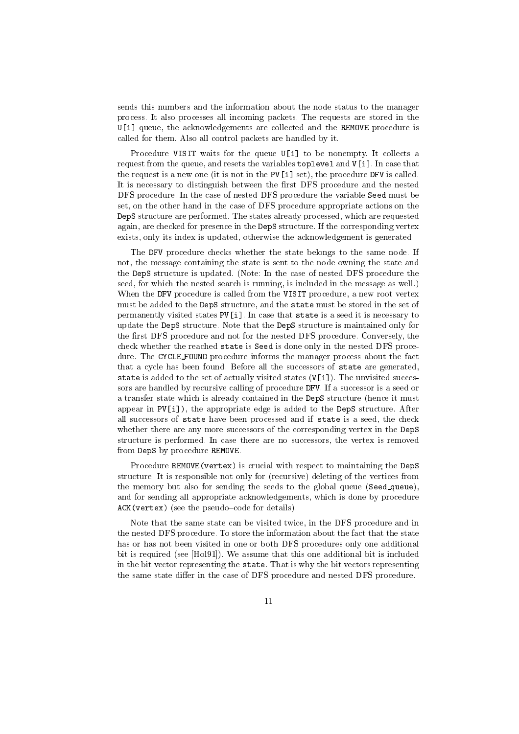sends this numbers and the information about the node status to the manager process. It also processes all incoming packets. The requests are stored in the `U[i]` queue, the acknowledgements are collected and the `REMOVE` procedure is called for them. Also all control packets are handled by it.

Procedure `VISIT` waits for the queue `U[i]` to be nonempty. It collects a request from the queue, and resets the variables `toplevel` and `V[i]`. In case that the request is a new one (it is not in the `PV[i]` set), the procedure `DFV` is called. It is necessary to distinguish between the first DFS procedure and the nested DFS procedure. In the case of nested DFS procedure the variable `Seed` must be set, on the other hand in the case of DFS procedure appropriate actions on the `DepS` structure are performed. The states already processed, which are requested again, are checked for presence in the `DepS` structure. If the corresponding vertex exists, only its index is updated, otherwise the acknowledgement is generated.

The `DFV` procedure checks whether the state belongs to the same node. If not, the message containing the state is sent to the node owning the state and the `DepS` structure is updated. (Note: In the case of nested DFS procedure the seed, for which the nested search is running, is included in the message as well.) When the `DFV` procedure is called from the `VISIT` procedure, a new root vertex must be added to the `DepS` structure, and the `state` must be stored in the set of permanently visited states `PV[i]`. In case that `state` is a seed it is necessary to update the `DepS` structure. Note that the `DepS` structure is maintained only for the first DFS procedure and not for the nested DFS procedure. Conversely, the check whether the reached `state` is `Seed` is done only in the nested DFS procedure. The `CYCLE_FOUND` procedure informs the manager process about the fact that a cycle has been found. Before all the successors of `state` are generated, `state` is added to the set of actually visited states (`V[i]`). The unvisited successors are handled by recursive calling of procedure `DFV`. If a successor is a seed or a transfer state which is already contained in the `DepS` structure (hence it must appear in `PV[i]`), the appropriate edge is added to the `DepS` structure. After all successors of `state` have been processed and if `state` is a seed, the check whether there are any more successors of the corresponding vertex in the `DepS` structure is performed. In case there are no successors, the vertex is removed from `DepS` by procedure `REMOVE`.

Procedure `REMOVE(vertex)` is crucial with respect to maintaining the `DepS` structure. It is responsible not only for (recursive) deleting of the vertices from the memory but also for sending the seeds to the global queue (`Seed_queue`), and for sending all appropriate acknowledgements, which is done by procedure `ACK(vertex)` (see the pseudo–code for details).

Note that the same state can be visited twice, in the DFS procedure and in the nested DFS procedure. To store the information about the fact that the state has or has not been visited in one or both DFS procedures only one additional bit is required (see [Hol91]). We assume that this one additional bit is included in the bit vector representing the `state`. That is why the bit vectors representing the same state differ in the case of DFS procedure and nested DFS procedure.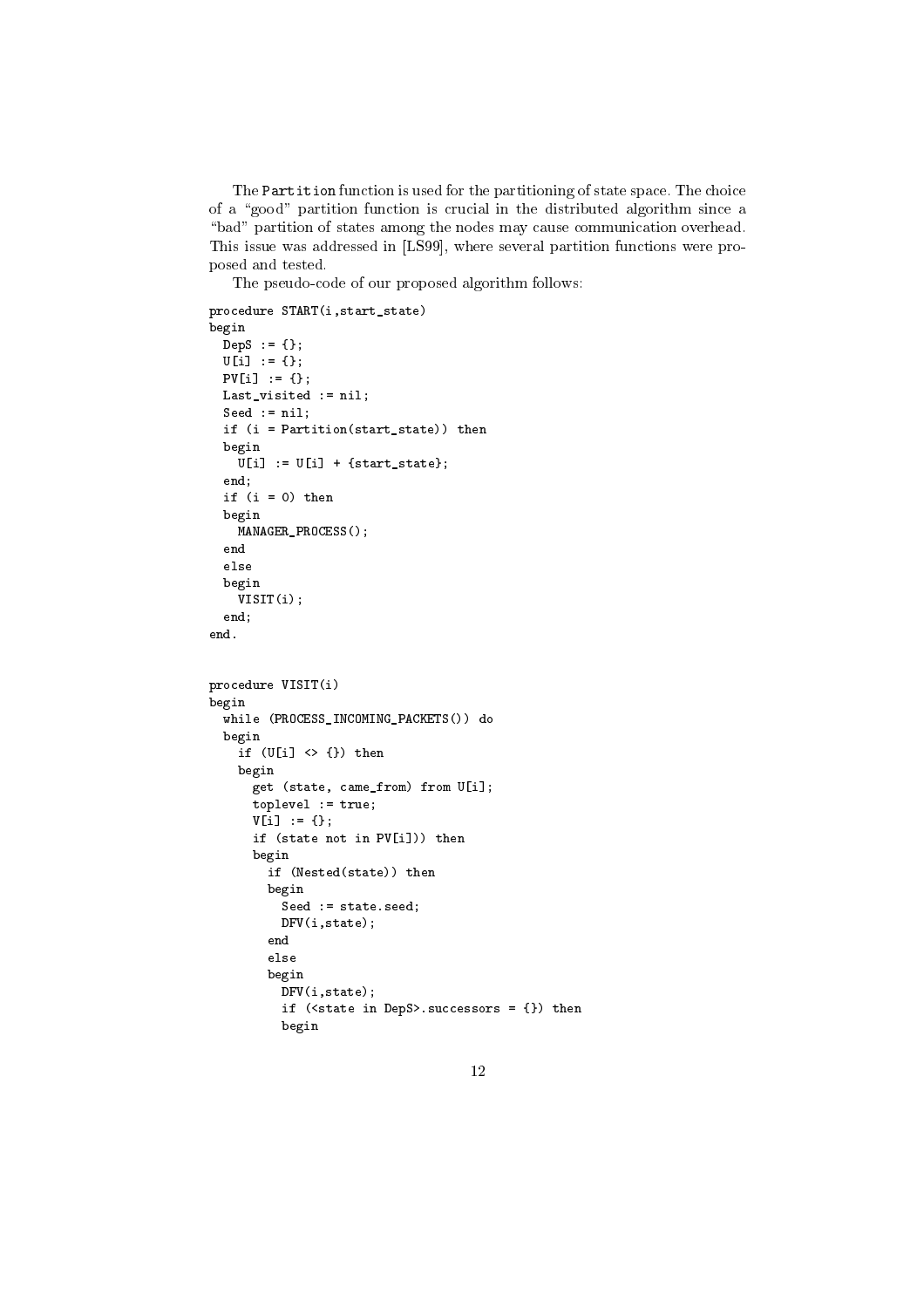The `Partition` function is used for the partitioning of state space. The choice of a "good" partition function is crucial in the distributed algorithm since a "bad" partition of states among the nodes may cause communication overhead. This issue was addressed in [LS99], where several partition functions were proposed and tested.

The pseudo-code of our proposed algorithm follows:

```
procedure START(i,start_state)
begin
  DepS := {};
  U[i] := {};
  PV[i] := {};
  Last_visited := nil;
  Seed := nil;
  if (i = Partition(start_state)) then
  begin
    U[i] := U[i] + {start_state};
  end;
  if (i = 0) then
  begin
    MANAGER_PROCESS();
  end
  else
  begin
    VISIT(i);
  end;
end.


procedure VISIT(i)
begin
  while (PROCESS_INCOMING_PACKETS()) do
  begin
    if (U[i] <> {}) then
    begin
      get (state, came_from) from U[i];
      toplevel := true;
      V[i] := {};
      if (state not in PV[i])) then
      begin
        if (Nested(state)) then
        begin
          Seed := state.seed;
          DFV(i,state);
        end
        else
        begin
          DFV(i,state);
          if (<state in DepS>.successors = {}) then
          begin
```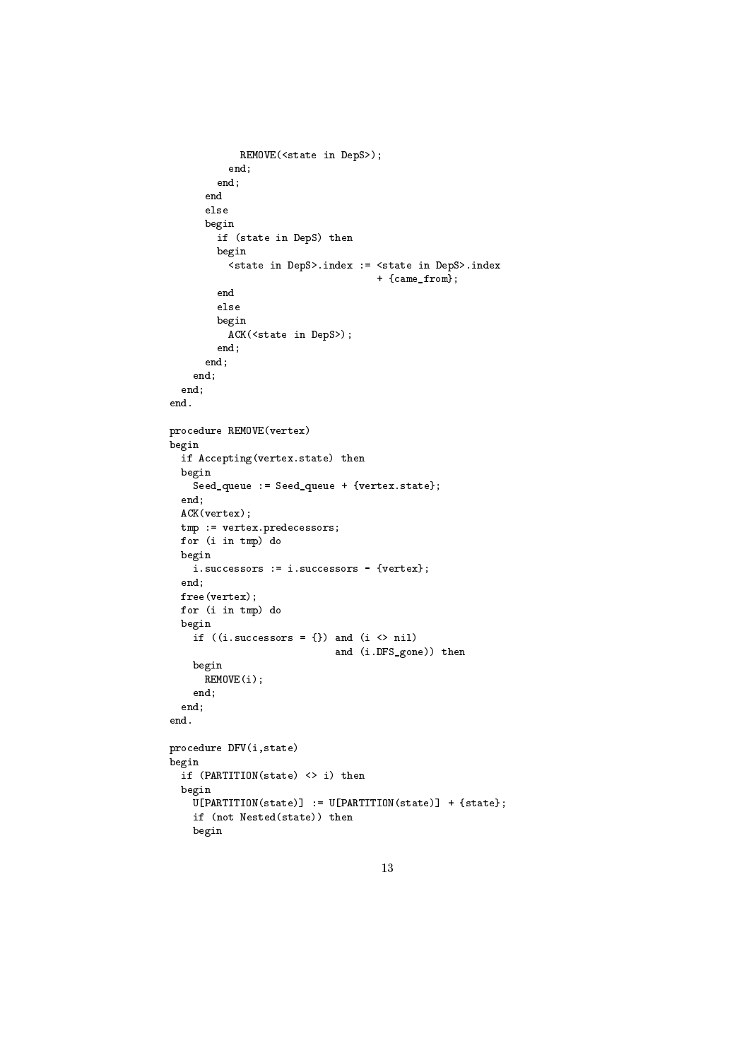```
            REMOVE(<state in DepS>);
          end;
        end;
      end
      else
      begin
        if (state in DepS) then
        begin
          <state in DepS>.index := <state in DepS>.index
                                   + {came_from};
        end
        else
        begin
          ACK(<state in DepS>);
        end;
      end;
    end;
  end;
end.

procedure REMOVE(vertex)
begin
  if Accepting(vertex.state) then
  begin
    Seed_queue := Seed_queue + {vertex.state};
  end;
  ACK(vertex);
  tmp := vertex.predecessors;
  for (i in tmp) do
  begin
    i.successors := i.successors - {vertex};
  end;
  free(vertex);
  for (i in tmp) do
  begin
    if ((i.successors = {}) and (i <> nil)
                            and (i.DFS_gone)) then
    begin
      REMOVE(i);
    end;
  end;
end.

procedure DFV(i,state)
begin
  if (PARTITION(state) <> i) then
  begin
    U[PARTITION(state)] := U[PARTITION(state)] + {state};
    if (not Nested(state)) then
    begin
```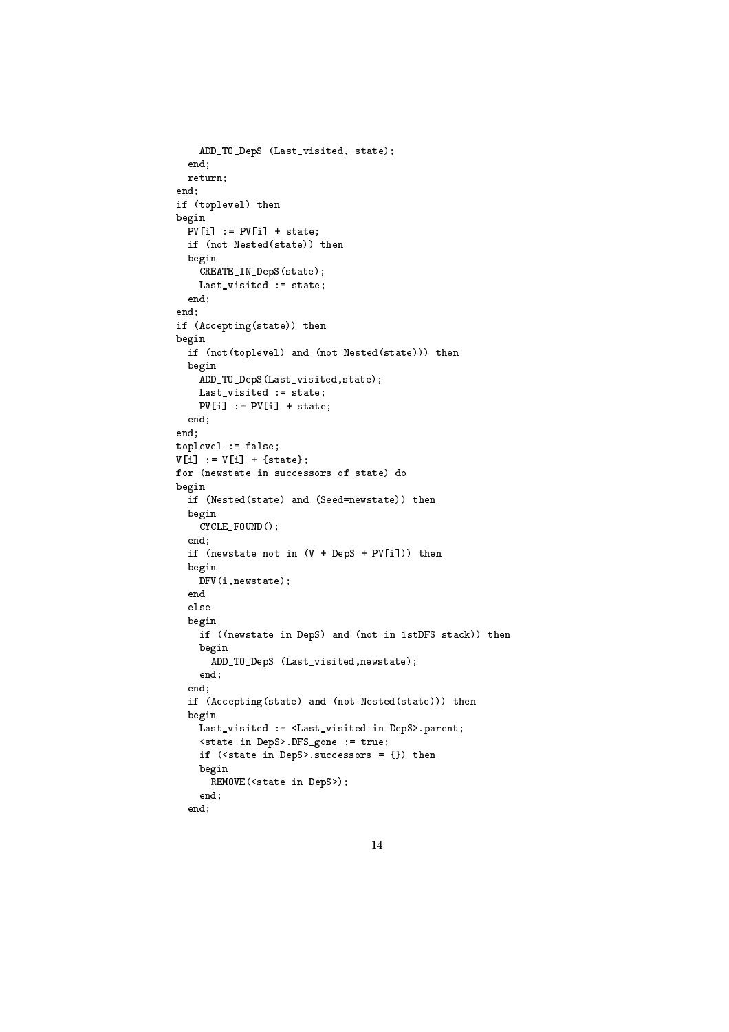```
    ADD_TO_DepS (Last_visited, state);
  end;
  return;
end;
if (toplevel) then
begin
  PV[i] := PV[i] + state;
  if (not Nested(state)) then
  begin
    CREATE_IN_DepS(state);
    Last_visited := state;
  end;
end;
if (Accepting(state)) then
begin
  if (not(toplevel) and (not Nested(state))) then
  begin
    ADD_TO_DepS(Last_visited,state);
    Last_visited := state;
    PV[i] := PV[i] + state;
  end;
end;
toplevel := false;
V[i] := V[i] + {state};
for (newstate in successors of state) do
begin
  if (Nested(state) and (Seed=newstate)) then
  begin
    CYCLE_FOUND();
  end;
  if (newstate not in (V + DepS + PV[i])) then
  begin
    DFV(i,newstate);
  end
  else
  begin
    if ((newstate in DepS) and (not in 1stDFS stack)) then
    begin
      ADD_TO_DepS (Last_visited,newstate);
    end;
  end;
  if (Accepting(state) and (not Nested(state))) then
  begin
    Last_visited := <Last_visited in DepS>.parent;
    <state in DepS>.DFS_gone := true;
    if (<state in DepS>.successors = {}) then
    begin
      REMOVE(<state in DepS>);
    end;
  end;
```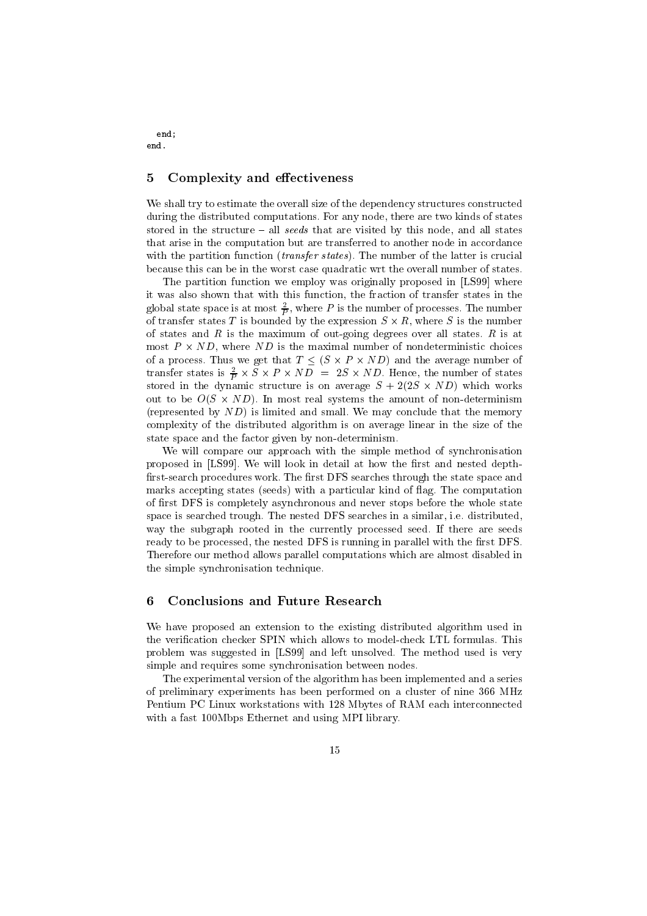```
  end;
end.
```

## 5 Complexity and effectiveness

We shall try to estimate the overall size of the dependency structures constructed during the distributed computations. For any node, there are two kinds of states stored in the structure – all *seeds* that are visited by this node, and all states that arise in the computation but are transferred to another node in accordance with the partition function (*transfer states*). The number of the latter is crucial because this can be in the worst case quadratic wrt the overall number of states.

The partition function we employ was originally proposed in [LS99] where it was also shown that with this function, the fraction of transfer states in the global state space is at most $\frac{2}{P}$, where $P$ is the number of processes. The number of transfer states $T$ is bounded by the expression $S \times R$, where $S$ is the number of states and $R$ is the maximum of out-going degrees over all states. $R$ is at most $P \times ND$, where $ND$ is the maximal number of nondeterministic choices of a process. Thus we get that $T \leq (S \times P \times ND)$ and the average number of transfer states is $\frac{2}{P} \times S \times P \times ND \ = \ 2S \times ND$. Hence, the number of states stored in the dynamic structure is on average $S + 2(2S \times ND)$ which works out to be $O(S \times ND)$. In most real systems the amount of non-determinism (represented by $ND$) is limited and small. We may conclude that the memory complexity of the distributed algorithm is on average linear in the size of the state space and the factor given by non-determinism.

We will compare our approach with the simple method of synchronisation proposed in [LS99]. We will look in detail at how the first and nested depth-first-search procedures work. The first DFS searches through the state space and marks accepting states (seeds) with a particular kind of flag. The computation of first DFS is completely asynchronous and never stops before the whole state space is searched trough. The nested DFS searches in a similar, i.e. distributed, way the subgraph rooted in the currently processed seed. If there are seeds ready to be processed, the nested DFS is running in parallel with the first DFS. Therefore our method allows parallel computations which are almost disabled in the simple synchronisation technique.

## 6 Conclusions and Future Research

We have proposed an extension to the existing distributed algorithm used in the verification checker SPIN which allows to model-check LTL formulas. This problem was suggested in [LS99] and left unsolved. The method used is very simple and requires some synchronisation between nodes.

The experimental version of the algorithm has been implemented and a series of preliminary experiments has been performed on a cluster of nine 366 MHz Pentium PC Linux workstations with 128 Mbytes of RAM each interconnected with a fast 100Mbps Ethernet and using MPI library.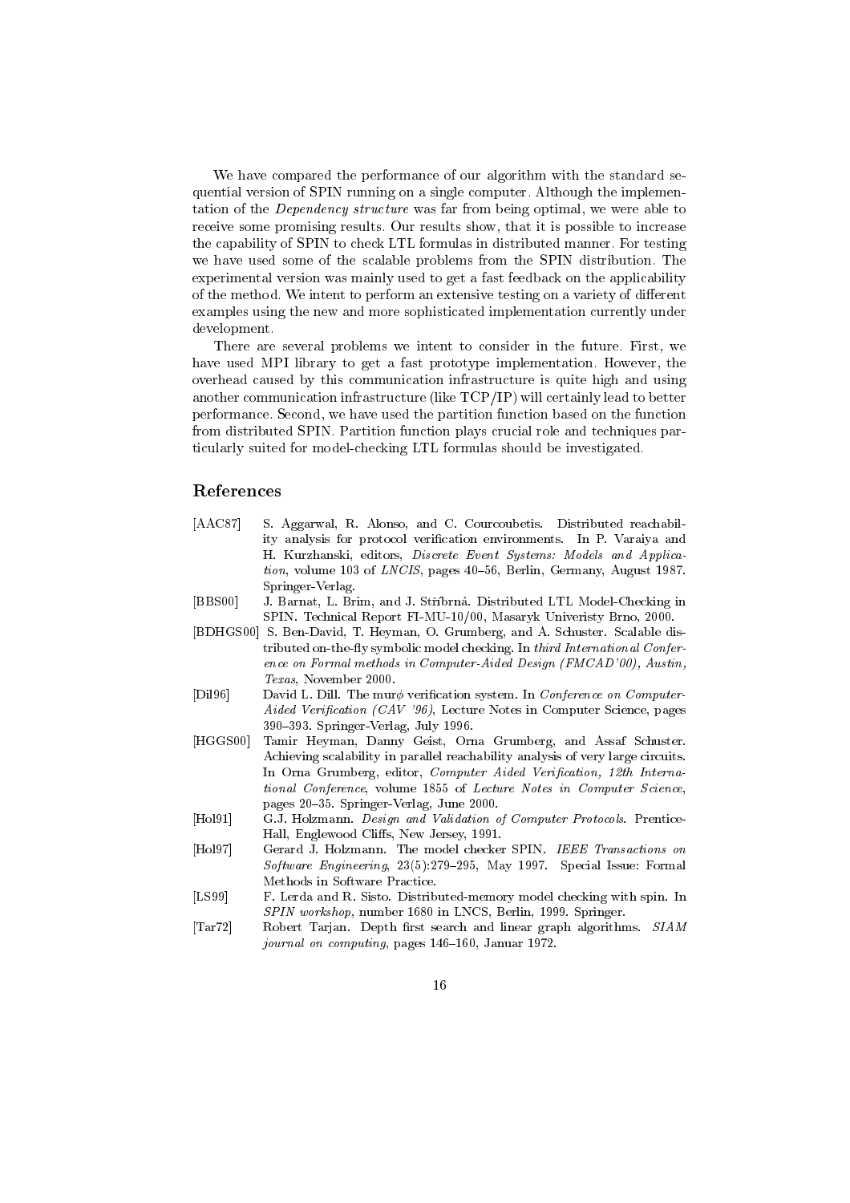We have compared the performance of our algorithm with the standard sequential version of SPIN running on a single computer. Although the implementation of the *Dependency structure* was far from being optimal, we were able to receive some promising results. Our results show, that it is possible to increase the capability of SPIN to check LTL formulas in distributed manner. For testing we have used some of the scalable problems from the SPIN distribution. The experimental version was mainly used to get a fast feedback on the applicability of the method. We intent to perform an extensive testing on a variety of different examples using the new and more sophisticated implementation currently under development.

There are several problems we intent to consider in the future. First, we have used MPI library to get a fast prototype implementation. However, the overhead caused by this communication infrastructure is quite high and using another communication infrastructure (like TCP/IP) will certainly lead to better performance. Second, we have used the partition function based on the function from distributed SPIN. Partition function plays crucial role and techniques particularly suited for model-checking LTL formulas should be investigated.

## References

[AAC87] S. Aggarwal, R. Alonso, and C. Courcoubetis. Distributed reachability analysis for protocol verification environments. In P. Varaiya and H. Kurzhanski, editors, *Discrete Event Systems: Models and Application*, volume 103 of *LNCIS*, pages 40–56, Berlin, Germany, August 1987. Springer-Verlag.

[BBS00] J. Barnat, L. Brim, and J. Stříbrná. Distributed LTL Model-Checking in SPIN. Technical Report FI-MU-10/00, Masaryk Univeristy Brno, 2000.

[BDHGS00] S. Ben-David, T. Heyman, O. Grumberg, and A. Schuster. Scalable distributed on-the-fly symbolic model checking. In *third International Conference on Formal methods in Computer-Aided Design (FMCAD'00), Austin, Texas*, November 2000.

[Dil96] David L. Dill. The mur$\phi$ verification system. In *Conference on Computer-Aided Verification (CAV '96)*, Lecture Notes in Computer Science, pages 390–393. Springer-Verlag, July 1996.

[HGGS00] Tamir Heyman, Danny Geist, Orna Grumberg, and Assaf Schuster. Achieving scalability in parallel reachability analysis of very large circuits. In Orna Grumberg, editor, *Computer Aided Verification, 12th International Conference*, volume 1855 of *Lecture Notes in Computer Science*, pages 20–35. Springer-Verlag, June 2000.

[Hol91] G.J. Holzmann. *Design and Validation of Computer Protocols*. Prentice-Hall, Englewood Cliffs, New Jersey, 1991.

[Hol97] Gerard J. Holzmann. The model checker SPIN. *IEEE Transactions on Software Engineering*, 23(5):279–295, May 1997. Special Issue: Formal Methods in Software Practice.

[LS99] F. Lerda and R. Sisto. Distributed-memory model checking with spin. In *SPIN workshop*, number 1680 in LNCS, Berlin, 1999. Springer.

[Tar72] Robert Tarjan. Depth first search and linear graph algorithms. *SIAM journal on computing*, pages 146–160, Januar 1972.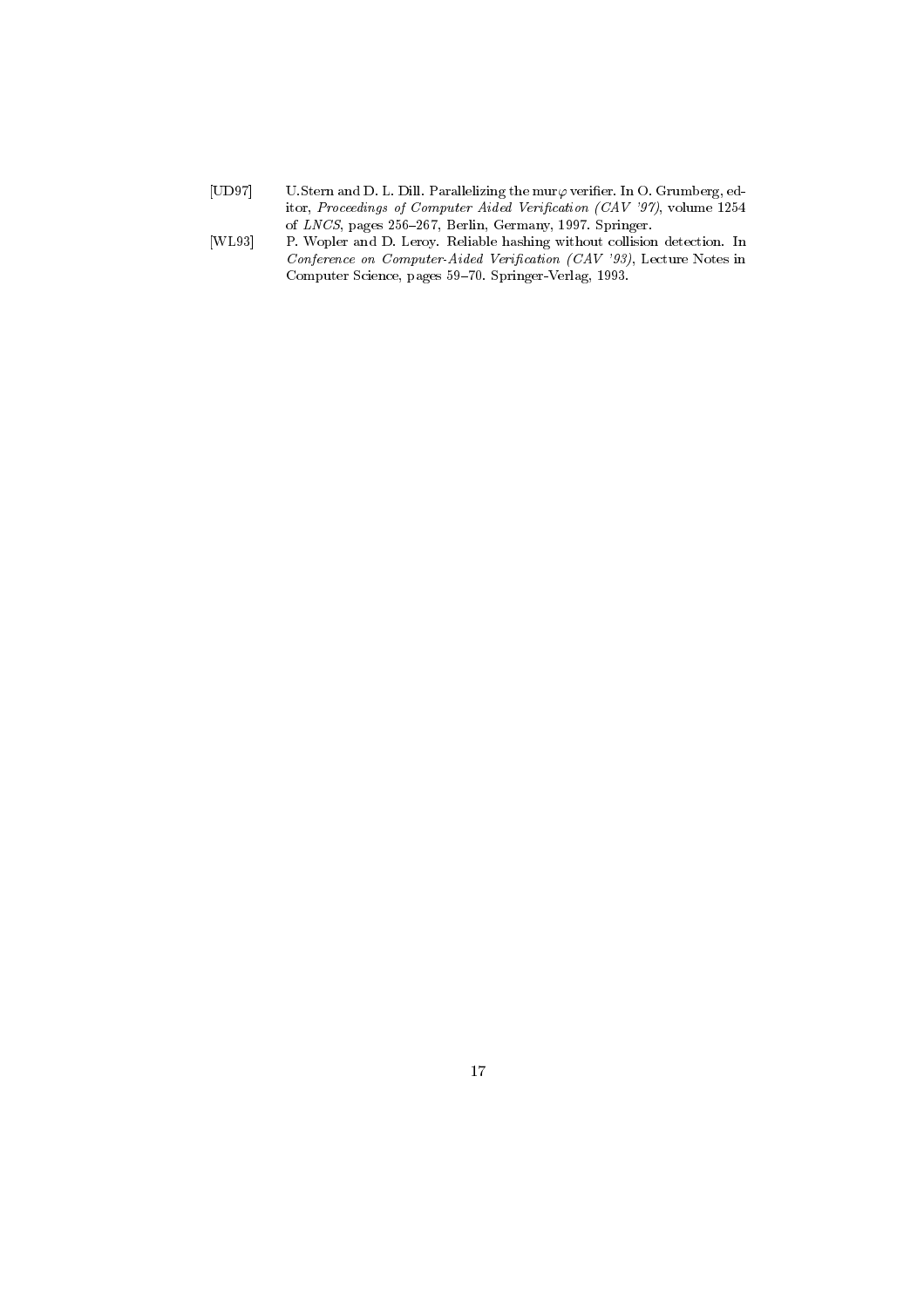[UD97] U.Stern and D. L. Dill. Parallelizing the mur$\varphi$ verifier. In O. Grumberg, editor, *Proceedings of Computer Aided Verification (CAV '97)*, volume 1254 of *LNCS*, pages 256–267, Berlin, Germany, 1997. Springer.

[WL93] P. Wopler and D. Leroy. Reliable hashing without collision detection. In *Conference on Computer-Aided Verification (CAV '93)*, Lecture Notes in Computer Science, pages 59–70. Springer-Verlag, 1993.